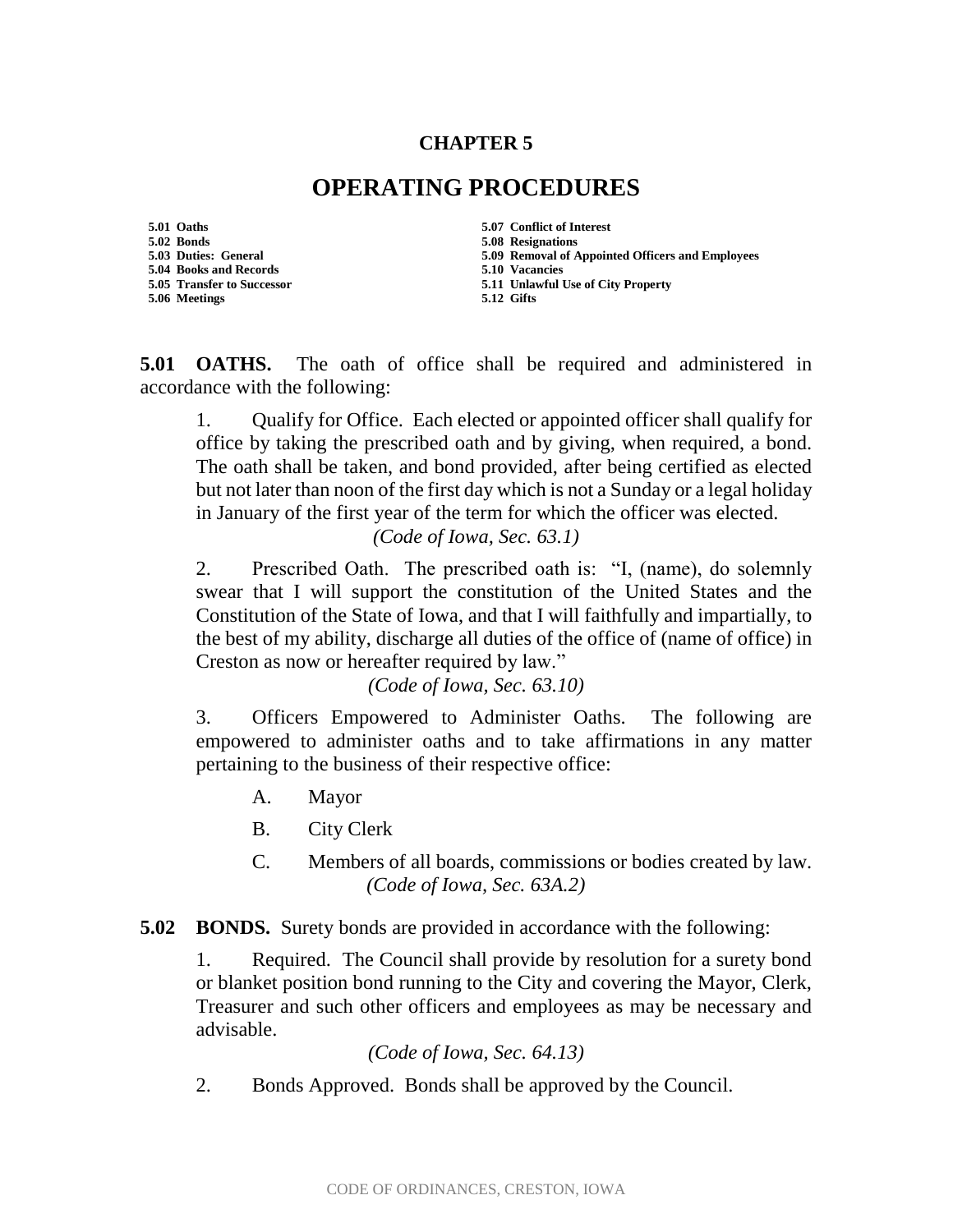# CHAPTER 5

# OPERATING PROCEDURES

**5.01 Oaths**
**5.02 Bonds**
**5.03 Duties: General**
**5.04 Books and Records**
**5.05 Transfer to Successor**
**5.06 Meetings**
**5.07 Conflict of Interest**
**5.08 Resignations**
**5.09 Removal of Appointed Officers and Employees**
**5.10 Vacancies**
**5.11 Unlawful Use of City Property**
**5.12 Gifts**

**5.01 OATHS.** The oath of office shall be required and administered in accordance with the following:

1. Qualify for Office. Each elected or appointed officer shall qualify for office by taking the prescribed oath and by giving, when required, a bond. The oath shall be taken, and bond provided, after being certified as elected but not later than noon of the first day which is not a Sunday or a legal holiday in January of the first year of the term for which the officer was elected.
*(Code of Iowa, Sec. 63.1)*

2. Prescribed Oath. The prescribed oath is: "I, (name), do solemnly swear that I will support the constitution of the United States and the Constitution of the State of Iowa, and that I will faithfully and impartially, to the best of my ability, discharge all duties of the office of (name of office) in Creston as now or hereafter required by law."
*(Code of Iowa, Sec. 63.10)*

3. Officers Empowered to Administer Oaths. The following are empowered to administer oaths and to take affirmations in any matter pertaining to the business of their respective office:

   A. Mayor

   B. City Clerk

   C. Members of all boards, commissions or bodies created by law.
   *(Code of Iowa, Sec. 63A.2)*

**5.02 BONDS.** Surety bonds are provided in accordance with the following:

1. Required. The Council shall provide by resolution for a surety bond or blanket position bond running to the City and covering the Mayor, Clerk, Treasurer and such other officers and employees as may be necessary and advisable.
*(Code of Iowa, Sec. 64.13)*

2. Bonds Approved. Bonds shall be approved by the Council.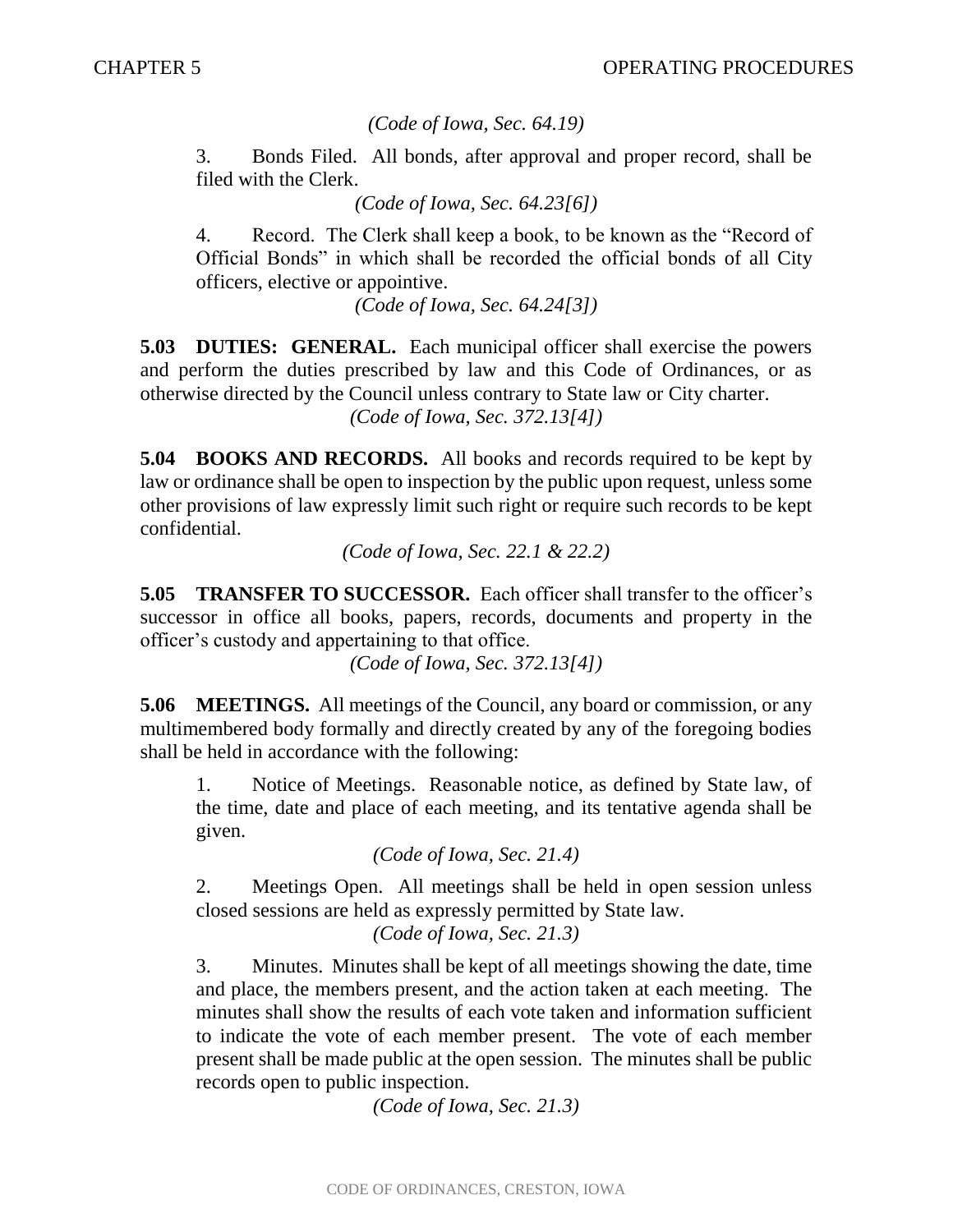*(Code of Iowa, Sec. 64.19)*

3. Bonds Filed. All bonds, after approval and proper record, shall be filed with the Clerk.

*(Code of Iowa, Sec. 64.23[6])*

4. Record. The Clerk shall keep a book, to be known as the "Record of Official Bonds" in which shall be recorded the official bonds of all City officers, elective or appointive.

*(Code of Iowa, Sec. 64.24[3])*

**5.03 DUTIES: GENERAL.** Each municipal officer shall exercise the powers and perform the duties prescribed by law and this Code of Ordinances, or as otherwise directed by the Council unless contrary to State law or City charter.

*(Code of Iowa, Sec. 372.13[4])*

**5.04 BOOKS AND RECORDS.** All books and records required to be kept by law or ordinance shall be open to inspection by the public upon request, unless some other provisions of law expressly limit such right or require such records to be kept confidential.

*(Code of Iowa, Sec. 22.1 & 22.2)*

**5.05 TRANSFER TO SUCCESSOR.** Each officer shall transfer to the officer's successor in office all books, papers, records, documents and property in the officer's custody and appertaining to that office.

*(Code of Iowa, Sec. 372.13[4])*

**5.06 MEETINGS.** All meetings of the Council, any board or commission, or any multimembered body formally and directly created by any of the foregoing bodies shall be held in accordance with the following:

1. Notice of Meetings. Reasonable notice, as defined by State law, of the time, date and place of each meeting, and its tentative agenda shall be given.

*(Code of Iowa, Sec. 21.4)*

2. Meetings Open. All meetings shall be held in open session unless closed sessions are held as expressly permitted by State law.

*(Code of Iowa, Sec. 21.3)*

3. Minutes. Minutes shall be kept of all meetings showing the date, time and place, the members present, and the action taken at each meeting. The minutes shall show the results of each vote taken and information sufficient to indicate the vote of each member present. The vote of each member present shall be made public at the open session. The minutes shall be public records open to public inspection.

*(Code of Iowa, Sec. 21.3)*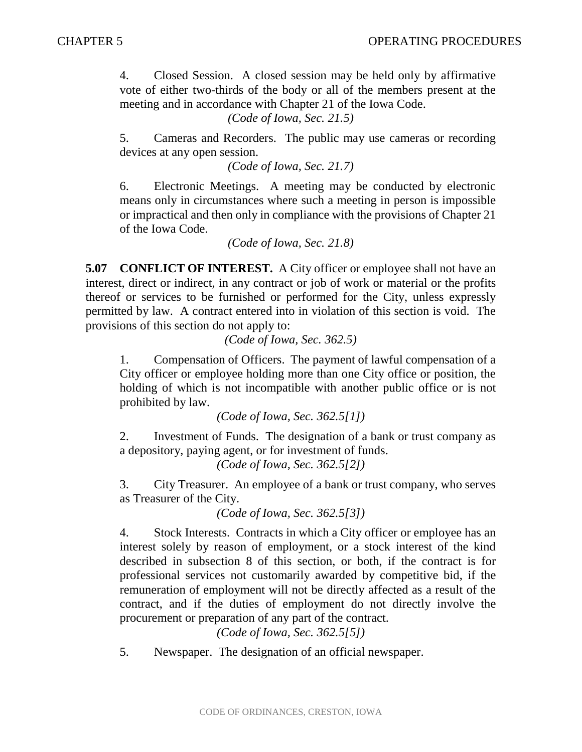4. Closed Session. A closed session may be held only by affirmative vote of either two-thirds of the body or all of the members present at the meeting and in accordance with Chapter 21 of the Iowa Code.

*(Code of Iowa, Sec. 21.5)*

5. Cameras and Recorders. The public may use cameras or recording devices at any open session.

*(Code of Iowa, Sec. 21.7)*

6. Electronic Meetings. A meeting may be conducted by electronic means only in circumstances where such a meeting in person is impossible or impractical and then only in compliance with the provisions of Chapter 21 of the Iowa Code.

*(Code of Iowa, Sec. 21.8)*

**5.07 CONFLICT OF INTEREST.** A City officer or employee shall not have an interest, direct or indirect, in any contract or job of work or material or the profits thereof or services to be furnished or performed for the City, unless expressly permitted by law. A contract entered into in violation of this section is void. The provisions of this section do not apply to:

*(Code of Iowa, Sec. 362.5)*

1. Compensation of Officers. The payment of lawful compensation of a City officer or employee holding more than one City office or position, the holding of which is not incompatible with another public office or is not prohibited by law.

*(Code of Iowa, Sec. 362.5[1])*

2. Investment of Funds. The designation of a bank or trust company as a depository, paying agent, or for investment of funds.

*(Code of Iowa, Sec. 362.5[2])*

3. City Treasurer. An employee of a bank or trust company, who serves as Treasurer of the City.

*(Code of Iowa, Sec. 362.5[3])*

4. Stock Interests. Contracts in which a City officer or employee has an interest solely by reason of employment, or a stock interest of the kind described in subsection 8 of this section, or both, if the contract is for professional services not customarily awarded by competitive bid, if the remuneration of employment will not be directly affected as a result of the contract, and if the duties of employment do not directly involve the procurement or preparation of any part of the contract.

*(Code of Iowa, Sec. 362.5[5])*

5. Newspaper. The designation of an official newspaper.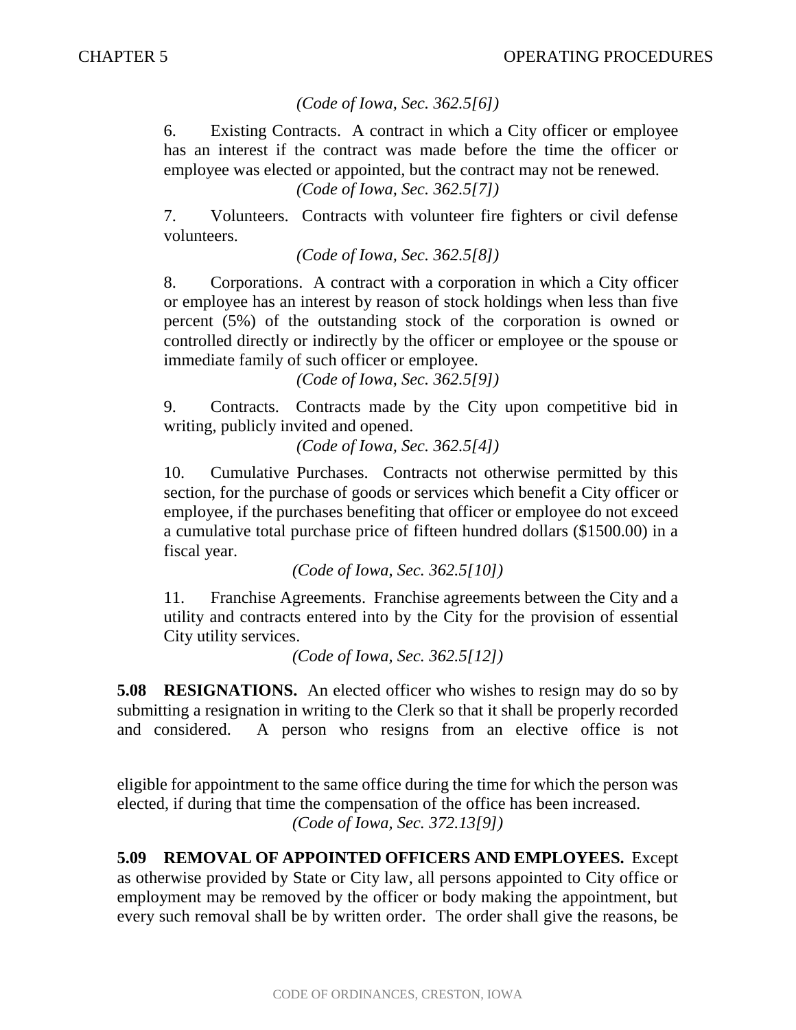*(Code of Iowa, Sec. 362.5[6])*

6. Existing Contracts. A contract in which a City officer or employee has an interest if the contract was made before the time the officer or employee was elected or appointed, but the contract may not be renewed.

*(Code of Iowa, Sec. 362.5[7])*

7. Volunteers. Contracts with volunteer fire fighters or civil defense volunteers.

*(Code of Iowa, Sec. 362.5[8])*

8. Corporations. A contract with a corporation in which a City officer or employee has an interest by reason of stock holdings when less than five percent (5%) of the outstanding stock of the corporation is owned or controlled directly or indirectly by the officer or employee or the spouse or immediate family of such officer or employee.

*(Code of Iowa, Sec. 362.5[9])*

9. Contracts. Contracts made by the City upon competitive bid in writing, publicly invited and opened.

*(Code of Iowa, Sec. 362.5[4])*

10. Cumulative Purchases. Contracts not otherwise permitted by this section, for the purchase of goods or services which benefit a City officer or employee, if the purchases benefiting that officer or employee do not exceed a cumulative total purchase price of fifteen hundred dollars ($1500.00) in a fiscal year.

*(Code of Iowa, Sec. 362.5[10])*

11. Franchise Agreements. Franchise agreements between the City and a utility and contracts entered into by the City for the provision of essential City utility services.

*(Code of Iowa, Sec. 362.5[12])*

**5.08 RESIGNATIONS.** An elected officer who wishes to resign may do so by submitting a resignation in writing to the Clerk so that it shall be properly recorded and considered. A person who resigns from an elective office is not eligible for appointment to the same office during the time for which the person was elected, if during that time the compensation of the office has been increased.

*(Code of Iowa, Sec. 372.13[9])*

**5.09 REMOVAL OF APPOINTED OFFICERS AND EMPLOYEES.** Except as otherwise provided by State or City law, all persons appointed to City office or employment may be removed by the officer or body making the appointment, but every such removal shall be by written order. The order shall give the reasons, be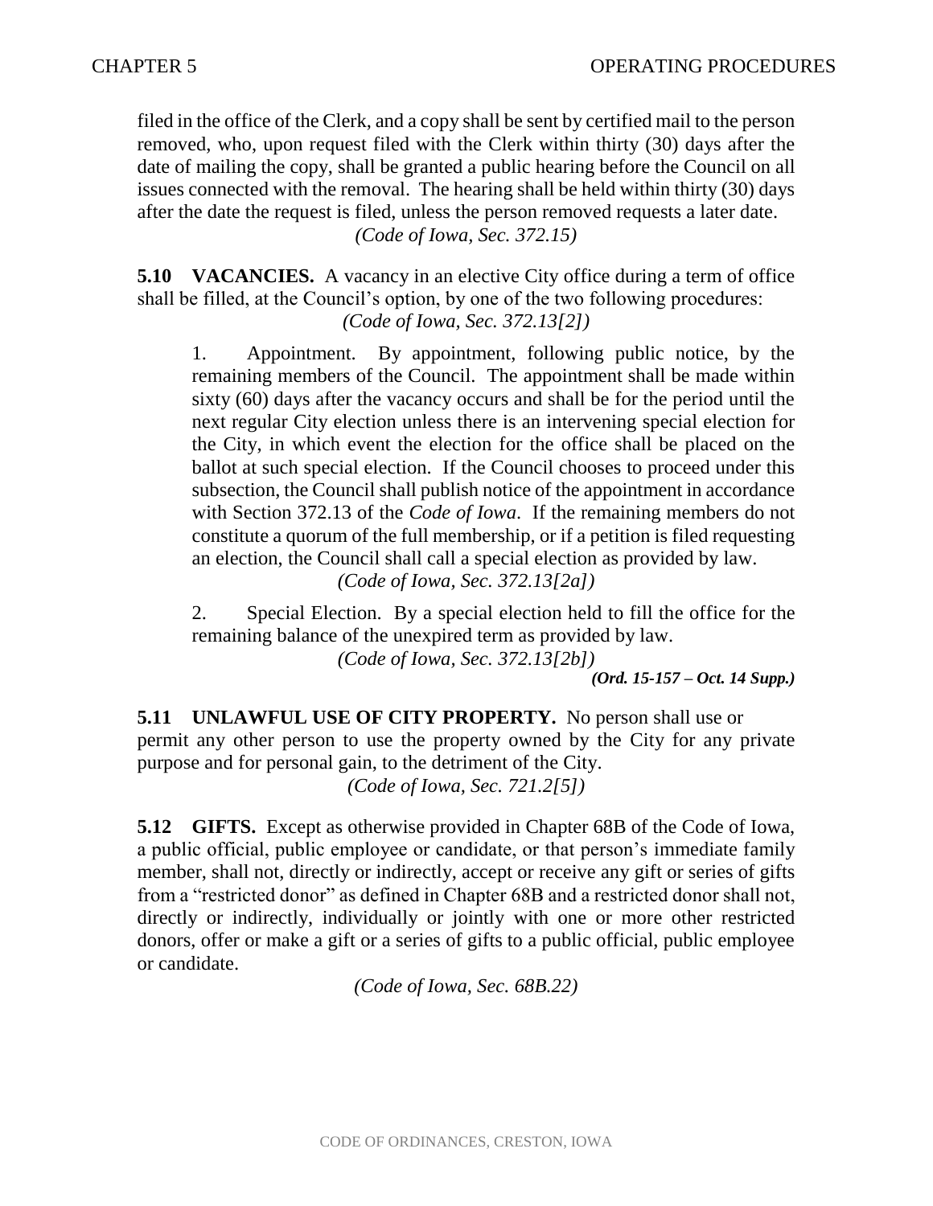filed in the office of the Clerk, and a copy shall be sent by certified mail to the person removed, who, upon request filed with the Clerk within thirty (30) days after the date of mailing the copy, shall be granted a public hearing before the Council on all issues connected with the removal. The hearing shall be held within thirty (30) days after the date the request is filed, unless the person removed requests a later date.

*(Code of Iowa, Sec. 372.15)*

**5.10 VACANCIES.** A vacancy in an elective City office during a term of office shall be filled, at the Council's option, by one of the two following procedures:

*(Code of Iowa, Sec. 372.13[2])*

1. Appointment. By appointment, following public notice, by the remaining members of the Council. The appointment shall be made within sixty (60) days after the vacancy occurs and shall be for the period until the next regular City election unless there is an intervening special election for the City, in which event the election for the office shall be placed on the ballot at such special election. If the Council chooses to proceed under this subsection, the Council shall publish notice of the appointment in accordance with Section 372.13 of the *Code of Iowa*. If the remaining members do not constitute a quorum of the full membership, or if a petition is filed requesting an election, the Council shall call a special election as provided by law.

   *(Code of Iowa, Sec. 372.13[2a])*

2. Special Election. By a special election held to fill the office for the remaining balance of the unexpired term as provided by law.

   *(Code of Iowa, Sec. 372.13[2b])*

   ***(Ord. 15-157 – Oct. 14 Supp.)***

**5.11 UNLAWFUL USE OF CITY PROPERTY.** No person shall use or permit any other person to use the property owned by the City for any private purpose and for personal gain, to the detriment of the City.

*(Code of Iowa, Sec. 721.2[5])*

**5.12 GIFTS.** Except as otherwise provided in Chapter 68B of the Code of Iowa, a public official, public employee or candidate, or that person's immediate family member, shall not, directly or indirectly, accept or receive any gift or series of gifts from a "restricted donor" as defined in Chapter 68B and a restricted donor shall not, directly or indirectly, individually or jointly with one or more other restricted donors, offer or make a gift or a series of gifts to a public official, public employee or candidate.

*(Code of Iowa, Sec. 68B.22)*